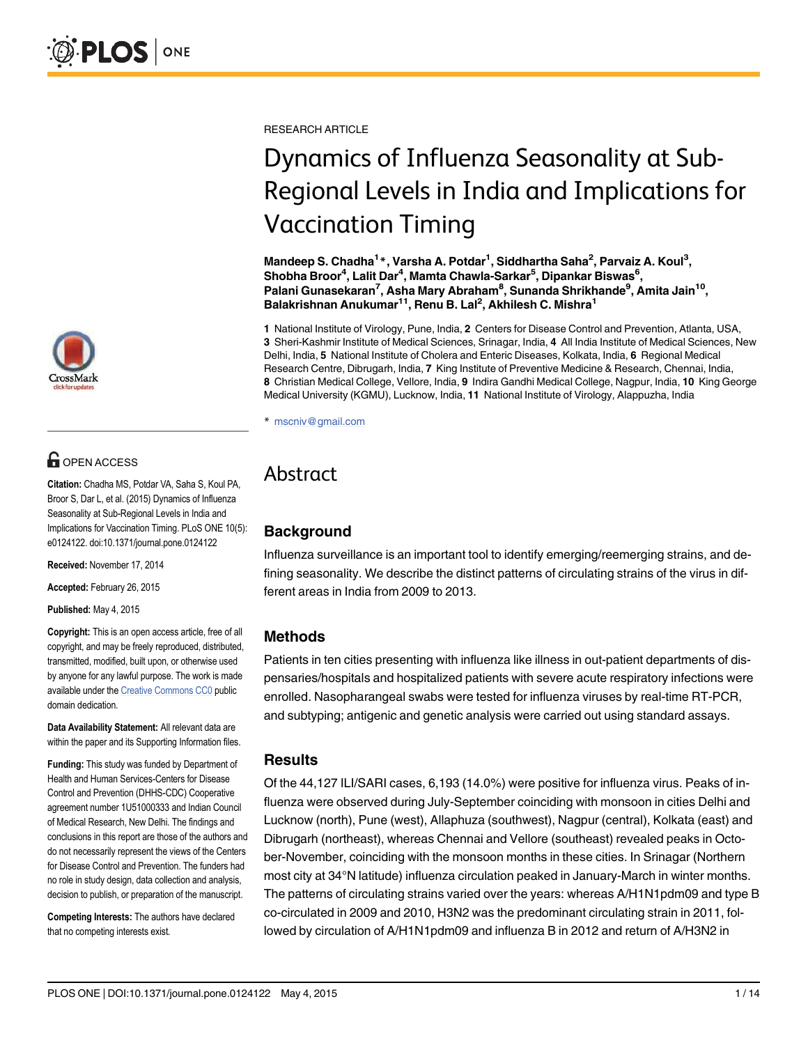RESEARCH ARTICLE

# Dynamics of Influenza Seasonality at Sub-Regional Levels in India and Implications for Vaccination Timing

**Mandeep S. Chadha[1]*, Varsha A. Potdar[1], Siddhartha Saha[2], Parvaiz A. Koul[3], Shobha Broor[4], Lalit Dar[4], Mamta Chawla-Sarkar[5], Dipankar Biswas[6], Palani Gunasekaran[7], Asha Mary Abraham[8], Sunanda Shrikhande[9], Amita Jain[10], Balakrishnan Anukumar[11], Renu B. Lal[2], Akhilesh C. Mishra[1]**

**1** National Institute of Virology, Pune, India, **2** Centers for Disease Control and Prevention, Atlanta, USA, **3** Sheri-Kashmir Institute of Medical Sciences, Srinagar, India, **4** All India Institute of Medical Sciences, New Delhi, India, **5** National Institute of Cholera and Enteric Diseases, Kolkata, India, **6** Regional Medical Research Centre, Dibrugarh, India, **7** King Institute of Preventive Medicine & Research, Chennai, India, **8** Christian Medical College, Vellore, India, **9** Indira Gandhi Medical College, Nagpur, India, **10** King George Medical University (KGMU), Lucknow, India, **11** National Institute of Virology, Alappuzha, India

* mscniv@gmail.com

OPEN ACCESS

**Citation:** Chadha MS, Potdar VA, Saha S, Koul PA, Broor S, Dar L, et al. (2015) Dynamics of Influenza Seasonality at Sub-Regional Levels in India and Implications for Vaccination Timing. PLoS ONE 10(5): e0124122. doi:10.1371/journal.pone.0124122

**Received:** November 17, 2014

**Accepted:** February 26, 2015

**Published:** May 4, 2015

**Copyright:** This is an open access article, free of all copyright, and may be freely reproduced, distributed, transmitted, modified, built upon, or otherwise used by anyone for any lawful purpose. The work is made available under the Creative Commons CC0 public domain dedication.

**Data Availability Statement:** All relevant data are within the paper and its Supporting Information files.

**Funding:** This study was funded by Department of Health and Human Services-Centers for Disease Control and Prevention (DHHS-CDC) Cooperative agreement number 1U51000333 and Indian Council of Medical Research, New Delhi. The findings and conclusions in this report are those of the authors and do not necessarily represent the views of the Centers for Disease Control and Prevention. The funders had no role in study design, data collection and analysis, decision to publish, or preparation of the manuscript.

**Competing Interests:** The authors have declared that no competing interests exist.

# Abstract

## Background

Influenza surveillance is an important tool to identify emerging/reemerging strains, and defining seasonality. We describe the distinct patterns of circulating strains of the virus in different areas in India from 2009 to 2013.

## Methods

Patients in ten cities presenting with influenza like illness in out-patient departments of dispensaries/hospitals and hospitalized patients with severe acute respiratory infections were enrolled. Nasopharangeal swabs were tested for influenza viruses by real-time RT-PCR, and subtyping; antigenic and genetic analysis were carried out using standard assays.

## Results

Of the 44,127 ILI/SARI cases, 6,193 (14.0%) were positive for influenza virus. Peaks of influenza were observed during July-September coinciding with monsoon in cities Delhi and Lucknow (north), Pune (west), Allaphuza (southwest), Nagpur (central), Kolkata (east) and Dibrugarh (northeast), whereas Chennai and Vellore (southeast) revealed peaks in October-November, coinciding with the monsoon months in these cities. In Srinagar (Northern most city at 34°N latitude) influenza circulation peaked in January-March in winter months. The patterns of circulating strains varied over the years: whereas A/H1N1pdm09 and type B co-circulated in 2009 and 2010, H3N2 was the predominant circulating strain in 2011, followed by circulation of A/H1N1pdm09 and influenza B in 2012 and return of A/H3N2 in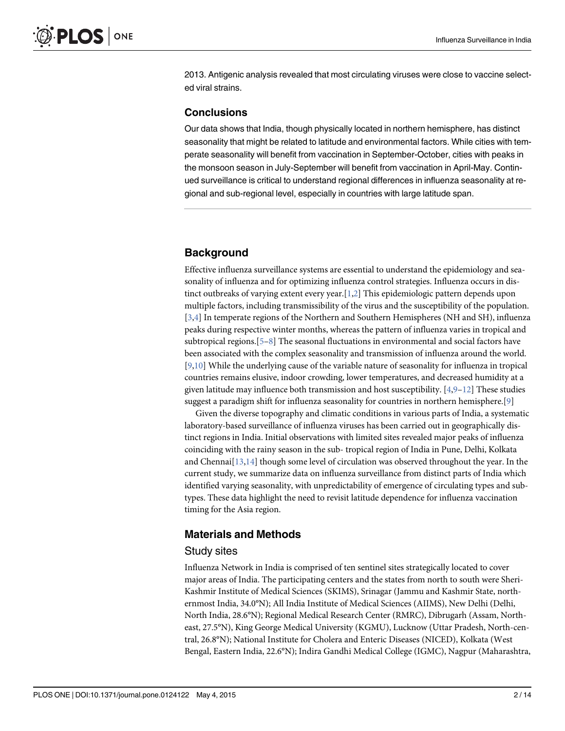2013. Antigenic analysis revealed that most circulating viruses were close to vaccine selected viral strains.

### Conclusions

Our data shows that India, though physically located in northern hemisphere, has distinct seasonality that might be related to latitude and environmental factors. While cities with temperate seasonality will benefit from vaccination in September-October, cities with peaks in the monsoon season in July-September will benefit from vaccination in April-May. Continued surveillance is critical to understand regional differences in influenza seasonality at regional and sub-regional level, especially in countries with large latitude span.

## Background

Effective influenza surveillance systems are essential to understand the epidemiology and seasonality of influenza and for optimizing influenza control strategies. Influenza occurs in distinct outbreaks of varying extent every year.[1,2] This epidemiologic pattern depends upon multiple factors, including transmissibility of the virus and the susceptibility of the population.[3,4] In temperate regions of the Northern and Southern Hemispheres (NH and SH), influenza peaks during respective winter months, whereas the pattern of influenza varies in tropical and subtropical regions.[5–8] The seasonal fluctuations in environmental and social factors have been associated with the complex seasonality and transmission of influenza around the world.[9,10] While the underlying cause of the variable nature of seasonality for influenza in tropical countries remains elusive, indoor crowding, lower temperatures, and decreased humidity at a given latitude may influence both transmission and host susceptibility. [4,9–12] These studies suggest a paradigm shift for influenza seasonality for countries in northern hemisphere.[9]

Given the diverse topography and climatic conditions in various parts of India, a systematic laboratory-based surveillance of influenza viruses has been carried out in geographically distinct regions in India. Initial observations with limited sites revealed major peaks of influenza coinciding with the rainy season in the sub- tropical region of India in Pune, Delhi, Kolkata and Chennai[13,14] though some level of circulation was observed throughout the year. In the current study, we summarize data on influenza surveillance from distinct parts of India which identified varying seasonality, with unpredictability of emergence of circulating types and subtypes. These data highlight the need to revisit latitude dependence for influenza vaccination timing for the Asia region.

## Materials and Methods

### Study sites

Influenza Network in India is comprised of ten sentinel sites strategically located to cover major areas of India. The participating centers and the states from north to south were Sheri-Kashmir Institute of Medical Sciences (SKIMS), Srinagar (Jammu and Kashmir State, northernmost India, 34.0°N); All India Institute of Medical Sciences (AIIMS), New Delhi (Delhi, North India, 28.6°N); Regional Medical Research Center (RMRC), Dibrugarh (Assam, Northeast, 27.5°N), King George Medical University (KGMU), Lucknow (Uttar Pradesh, North-central, 26.8°N); National Institute for Cholera and Enteric Diseases (NICED), Kolkata (West Bengal, Eastern India, 22.6°N); Indira Gandhi Medical College (IGMC), Nagpur (Maharashtra,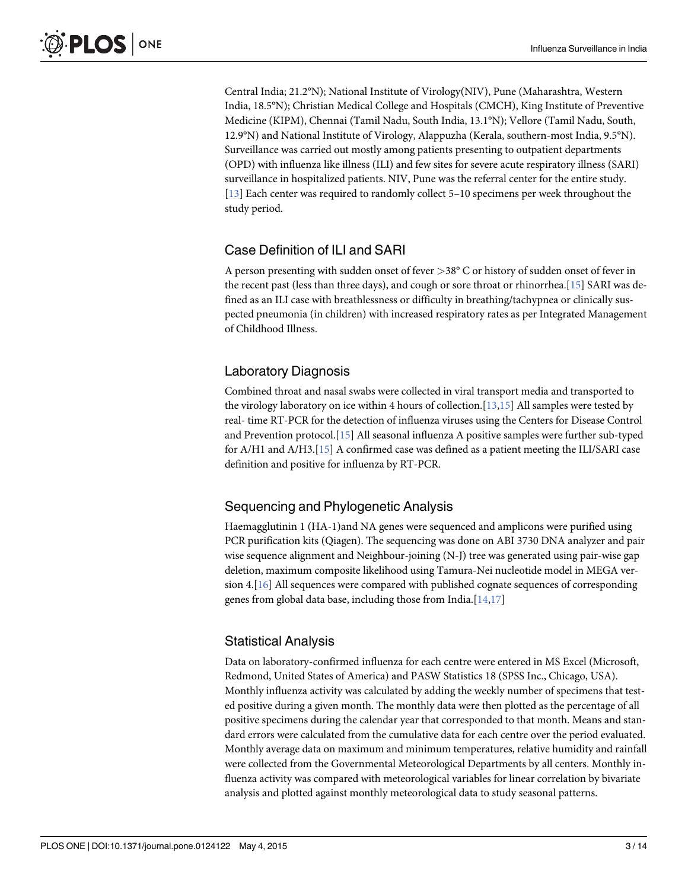Central India; 21.2°N); National Institute of Virology(NIV), Pune (Maharashtra, Western India, 18.5°N); Christian Medical College and Hospitals (CMCH), King Institute of Preventive Medicine (KIPM), Chennai (Tamil Nadu, South India, 13.1°N); Vellore (Tamil Nadu, South, 12.9°N) and National Institute of Virology, Alappuzha (Kerala, southern-most India, 9.5°N). Surveillance was carried out mostly among patients presenting to outpatient departments (OPD) with influenza like illness (ILI) and few sites for severe acute respiratory illness (SARI) surveillance in hospitalized patients. NIV, Pune was the referral center for the entire study. [13] Each center was required to randomly collect 5–10 specimens per week throughout the study period.

## Case Definition of ILI and SARI

A person presenting with sudden onset of fever >38° C or history of sudden onset of fever in the recent past (less than three days), and cough or sore throat or rhinorrhea.[15] SARI was defined as an ILI case with breathlessness or difficulty in breathing/tachypnea or clinically suspected pneumonia (in children) with increased respiratory rates as per Integrated Management of Childhood Illness.

## Laboratory Diagnosis

Combined throat and nasal swabs were collected in viral transport media and transported to the virology laboratory on ice within 4 hours of collection.[13,15] All samples were tested by real- time RT-PCR for the detection of influenza viruses using the Centers for Disease Control and Prevention protocol.[15] All seasonal influenza A positive samples were further sub-typed for A/H1 and A/H3.[15] A confirmed case was defined as a patient meeting the ILI/SARI case definition and positive for influenza by RT-PCR.

## Sequencing and Phylogenetic Analysis

Haemagglutinin 1 (HA-1)and NA genes were sequenced and amplicons were purified using PCR purification kits (Qiagen). The sequencing was done on ABI 3730 DNA analyzer and pair wise sequence alignment and Neighbour-joining (N-J) tree was generated using pair-wise gap deletion, maximum composite likelihood using Tamura-Nei nucleotide model in MEGA version 4.[16] All sequences were compared with published cognate sequences of corresponding genes from global data base, including those from India.[14,17]

## Statistical Analysis

Data on laboratory-confirmed influenza for each centre were entered in MS Excel (Microsoft, Redmond, United States of America) and PASW Statistics 18 (SPSS Inc., Chicago, USA). Monthly influenza activity was calculated by adding the weekly number of specimens that tested positive during a given month. The monthly data were then plotted as the percentage of all positive specimens during the calendar year that corresponded to that month. Means and standard errors were calculated from the cumulative data for each centre over the period evaluated. Monthly average data on maximum and minimum temperatures, relative humidity and rainfall were collected from the Governmental Meteorological Departments by all centers. Monthly influenza activity was compared with meteorological variables for linear correlation by bivariate analysis and plotted against monthly meteorological data to study seasonal patterns.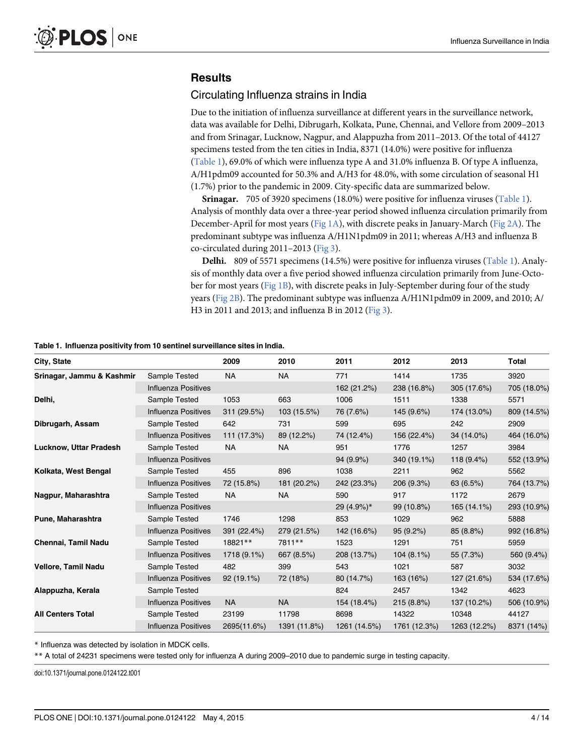## Results

### Circulating Influenza strains in India

Due to the initiation of influenza surveillance at different years in the surveillance network, data was available for Delhi, Dibrugarh, Kolkata, Pune, Chennai, and Vellore from 2009–2013 and from Srinagar, Lucknow, Nagpur, and Alappuzha from 2011–2013. Of the total of 44127 specimens tested from the ten cities in India, 8371 (14.0%) were positive for influenza (Table 1), 69.0% of which were influenza type A and 31.0% influenza B. Of type A influenza, A/H1pdm09 accounted for 50.3% and A/H3 for 48.0%, with some circulation of seasonal H1 (1.7%) prior to the pandemic in 2009. City-specific data are summarized below.

**Srinagar.** 705 of 3920 specimens (18.0%) were positive for influenza viruses (Table 1). Analysis of monthly data over a three-year period showed influenza circulation primarily from December-April for most years (Fig 1A), with discrete peaks in January-March (Fig 2A). The predominant subtype was influenza A/H1N1pdm09 in 2011; whereas A/H3 and influenza B co-circulated during 2011–2013 (Fig 3).

**Delhi.** 809 of 5571 specimens (14.5%) were positive for influenza viruses (Table 1). Analysis of monthly data over a five period showed influenza circulation primarily from June-October for most years (Fig 1B), with discrete peaks in July-September during four of the study years (Fig 2B). The predominant subtype was influenza A/H1N1pdm09 in 2009, and 2010; A/H3 in 2011 and 2013; and influenza B in 2012 (Fig 3).

**Table 1. Influenza positivity from 10 sentinel surveillance sites in India.**

| City, State | | 2009 | 2010 | 2011 | 2012 | 2013 | Total |
|---|---|---|---|---|---|---|---|
| **Srinagar, Jammu & Kashmir** | Sample Tested | NA | NA | 771 | 1414 | 1735 | 3920 |
| | Influenza Positives | | | 162 (21.2%) | 238 (16.8%) | 305 (17.6%) | 705 (18.0%) |
| **Delhi,** | Sample Tested | 1053 | 663 | 1006 | 1511 | 1338 | 5571 |
| | Influenza Positives | 311 (29.5%) | 103 (15.5%) | 76 (7.6%) | 145 (9.6%) | 174 (13.0%) | 809 (14.5%) |
| **Dibrugarh, Assam** | Sample Tested | 642 | 731 | 599 | 695 | 242 | 2909 |
| | Influenza Positives | 111 (17.3%) | 89 (12.2%) | 74 (12.4%) | 156 (22.4%) | 34 (14.0%) | 464 (16.0%) |
| **Lucknow, Uttar Pradesh** | Sample Tested | NA | NA | 951 | 1776 | 1257 | 3984 |
| | Influenza Positives | | | 94 (9.9%) | 340 (19.1%) | 118 (9.4%) | 552 (13.9%) |
| **Kolkata, West Bengal** | Sample Tested | 455 | 896 | 1038 | 2211 | 962 | 5562 |
| | Influenza Positives | 72 (15.8%) | 181 (20.2%) | 242 (23.3%) | 206 (9.3%) | 63 (6.5%) | 764 (13.7%) |
| **Nagpur, Maharashtra** | Sample Tested | NA | NA | 590 | 917 | 1172 | 2679 |
| | Influenza Positives | | | 29 (4.9%)* | 99 (10.8%) | 165 (14.1%) | 293 (10.9%) |
| **Pune, Maharashtra** | Sample Tested | 1746 | 1298 | 853 | 1029 | 962 | 5888 |
| | Influenza Positives | 391 (22.4%) | 279 (21.5%) | 142 (16.6%) | 95 (9.2%) | 85 (8.8%) | 992 (16.8%) |
| **Chennai, Tamil Nadu** | Sample Tested | 18821** | 7811** | 1523 | 1291 | 751 | 5959 |
| | Influenza Positives | 1718 (9.1%) | 667 (8.5%) | 208 (13.7%) | 104 (8.1%) | 55 (7.3%) | 560 (9.4%) |
| **Vellore, Tamil Nadu** | Sample Tested | 482 | 399 | 543 | 1021 | 587 | 3032 |
| | Influenza Positives | 92 (19.1%) | 72 (18%) | 80 (14.7%) | 163 (16%) | 127 (21.6%) | 534 (17.6%) |
| **Alappuzha, Kerala** | Sample Tested | | | 824 | 2457 | 1342 | 4623 |
| | Influenza Positives | NA | NA | 154 (18.4%) | 215 (8.8%) | 137 (10.2%) | 506 (10.9%) |
| **All Centers Total** | Sample Tested | 23199 | 11798 | 8698 | 14322 | 10348 | 44127 |
| | Influenza Positives | 2695(11.6%) | 1391 (11.8%) | 1261 (14.5%) | 1761 (12.3%) | 1263 (12.2%) | 8371 (14%) |

\* Influenza was detected by isolation in MDCK cells.

\*\* A total of 24231 specimens were tested only for influenza A during 2009–2010 due to pandemic surge in testing capacity.

doi:10.1371/journal.pone.0124122.t001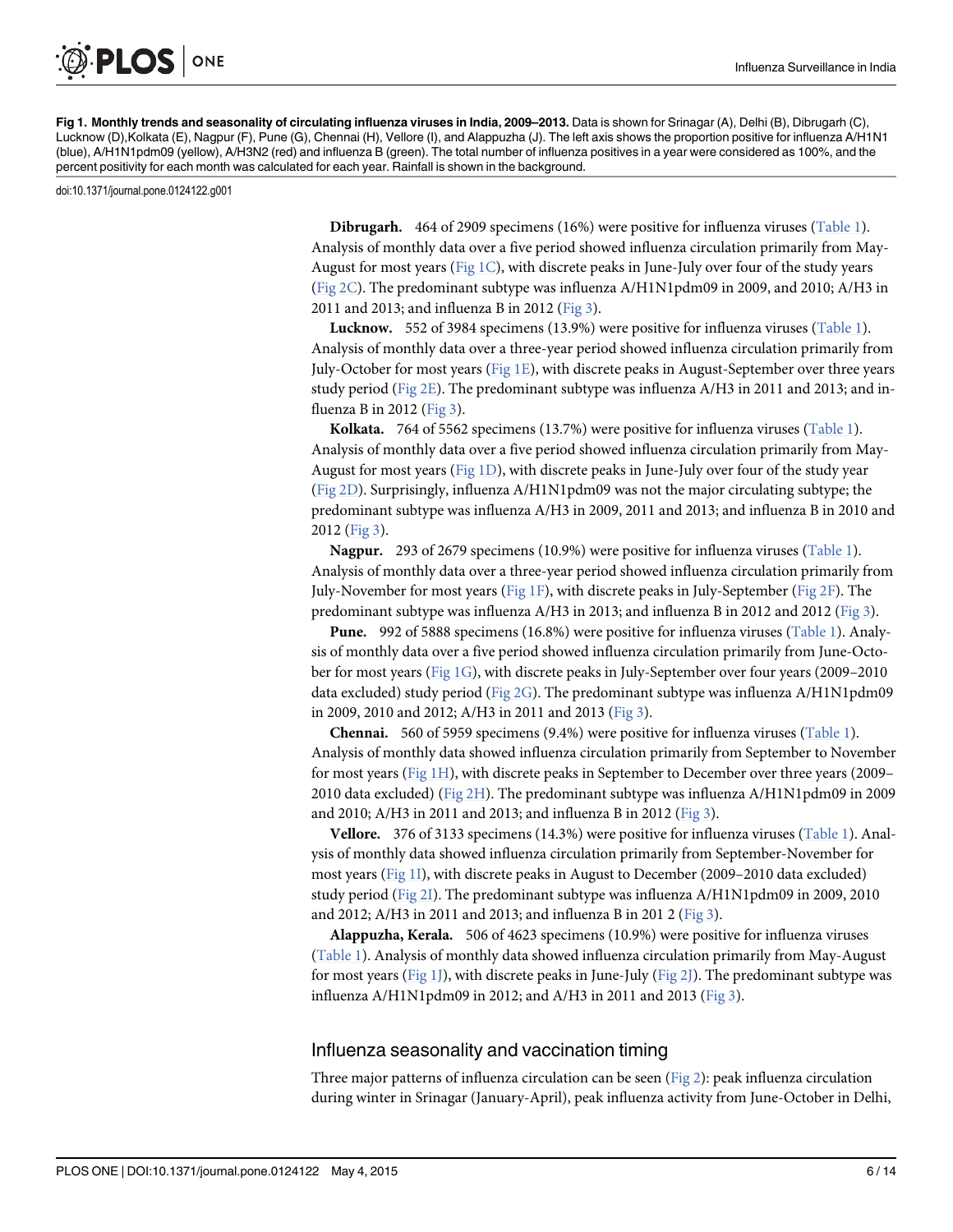**Fig 1. Monthly trends and seasonality of circulating influenza viruses in India, 2009–2013.** Data is shown for Srinagar (A), Delhi (B), Dibrugarh (C), Lucknow (D),Kolkata (E), Nagpur (F), Pune (G), Chennai (H), Vellore (I), and Alappuzha (J). The left axis shows the proportion positive for influenza A/H1N1 (blue), A/H1N1pdm09 (yellow), A/H3N2 (red) and influenza B (green). The total number of influenza positives in a year were considered as 100%, and the percent positivity for each month was calculated for each year. Rainfall is shown in the background.

doi:10.1371/journal.pone.0124122.g001

**Dibrugarh.** 464 of 2909 specimens (16%) were positive for influenza viruses (Table 1). Analysis of monthly data over a five period showed influenza circulation primarily from May-August for most years (Fig 1C), with discrete peaks in June-July over four of the study years (Fig 2C). The predominant subtype was influenza A/H1N1pdm09 in 2009, and 2010; A/H3 in 2011 and 2013; and influenza B in 2012 (Fig 3).

**Lucknow.** 552 of 3984 specimens (13.9%) were positive for influenza viruses (Table 1). Analysis of monthly data over a three-year period showed influenza circulation primarily from July-October for most years (Fig 1E), with discrete peaks in August-September over three years study period (Fig 2E). The predominant subtype was influenza A/H3 in 2011 and 2013; and influenza B in 2012 (Fig 3).

**Kolkata.** 764 of 5562 specimens (13.7%) were positive for influenza viruses (Table 1). Analysis of monthly data over a five period showed influenza circulation primarily from May-August for most years (Fig 1D), with discrete peaks in June-July over four of the study year (Fig 2D). Surprisingly, influenza A/H1N1pdm09 was not the major circulating subtype; the predominant subtype was influenza A/H3 in 2009, 2011 and 2013; and influenza B in 2010 and 2012 (Fig 3).

**Nagpur.** 293 of 2679 specimens (10.9%) were positive for influenza viruses (Table 1). Analysis of monthly data over a three-year period showed influenza circulation primarily from July-November for most years (Fig 1F), with discrete peaks in July-September (Fig 2F). The predominant subtype was influenza A/H3 in 2013; and influenza B in 2012 and 2012 (Fig 3).

**Pune.** 992 of 5888 specimens (16.8%) were positive for influenza viruses (Table 1). Analysis of monthly data over a five period showed influenza circulation primarily from June-October for most years (Fig 1G), with discrete peaks in July-September over four years (2009–2010 data excluded) study period (Fig 2G). The predominant subtype was influenza A/H1N1pdm09 in 2009, 2010 and 2012; A/H3 in 2011 and 2013 (Fig 3).

**Chennai.** 560 of 5959 specimens (9.4%) were positive for influenza viruses (Table 1). Analysis of monthly data showed influenza circulation primarily from September to November for most years (Fig 1H), with discrete peaks in September to December over three years (2009–2010 data excluded) (Fig 2H). The predominant subtype was influenza A/H1N1pdm09 in 2009 and 2010; A/H3 in 2011 and 2013; and influenza B in 2012 (Fig 3).

**Vellore.** 376 of 3133 specimens (14.3%) were positive for influenza viruses (Table 1). Analysis of monthly data showed influenza circulation primarily from September-November for most years (Fig 1I), with discrete peaks in August to December (2009–2010 data excluded) study period (Fig 2I). The predominant subtype was influenza A/H1N1pdm09 in 2009, 2010 and 2012; A/H3 in 2011 and 2013; and influenza B in 201 2 (Fig 3).

**Alappuzha, Kerala.** 506 of 4623 specimens (10.9%) were positive for influenza viruses (Table 1). Analysis of monthly data showed influenza circulation primarily from May-August for most years (Fig 1J), with discrete peaks in June-July (Fig 2J). The predominant subtype was influenza A/H1N1pdm09 in 2012; and A/H3 in 2011 and 2013 (Fig 3).

## Influenza seasonality and vaccination timing

Three major patterns of influenza circulation can be seen (Fig 2): peak influenza circulation during winter in Srinagar (January-April), peak influenza activity from June-October in Delhi,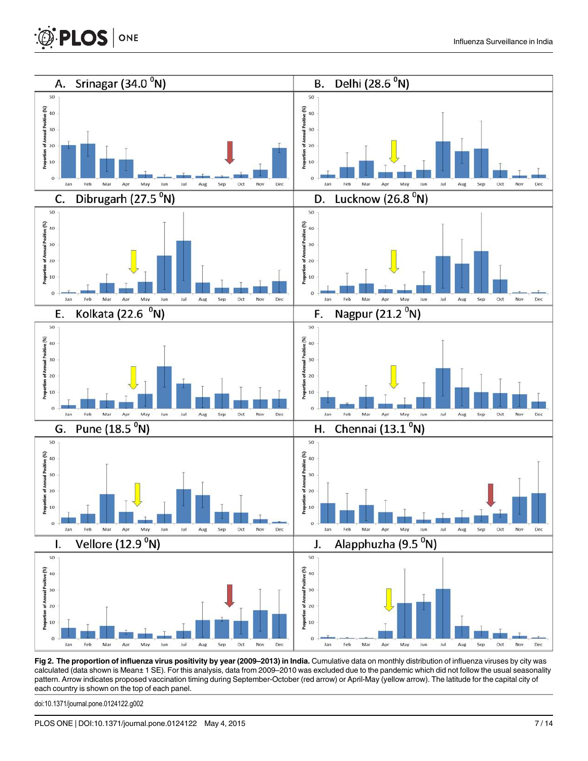**Fig 2. The proportion of influenza virus positivity by year (2009–2013) in India.** Cumulative data on monthly distribution of influenza viruses by city was calculated (data shown is Mean± 1 SE). For this analysis, data from 2009–2010 was excluded due to the pandemic which did not follow the usual seasonality pattern. Arrow indicates proposed vaccination timing during September-October (red arrow) or April-May (yellow arrow). The latitude for the capital city of each country is shown on the top of each panel.

doi:10.1371/journal.pone.0124122.g002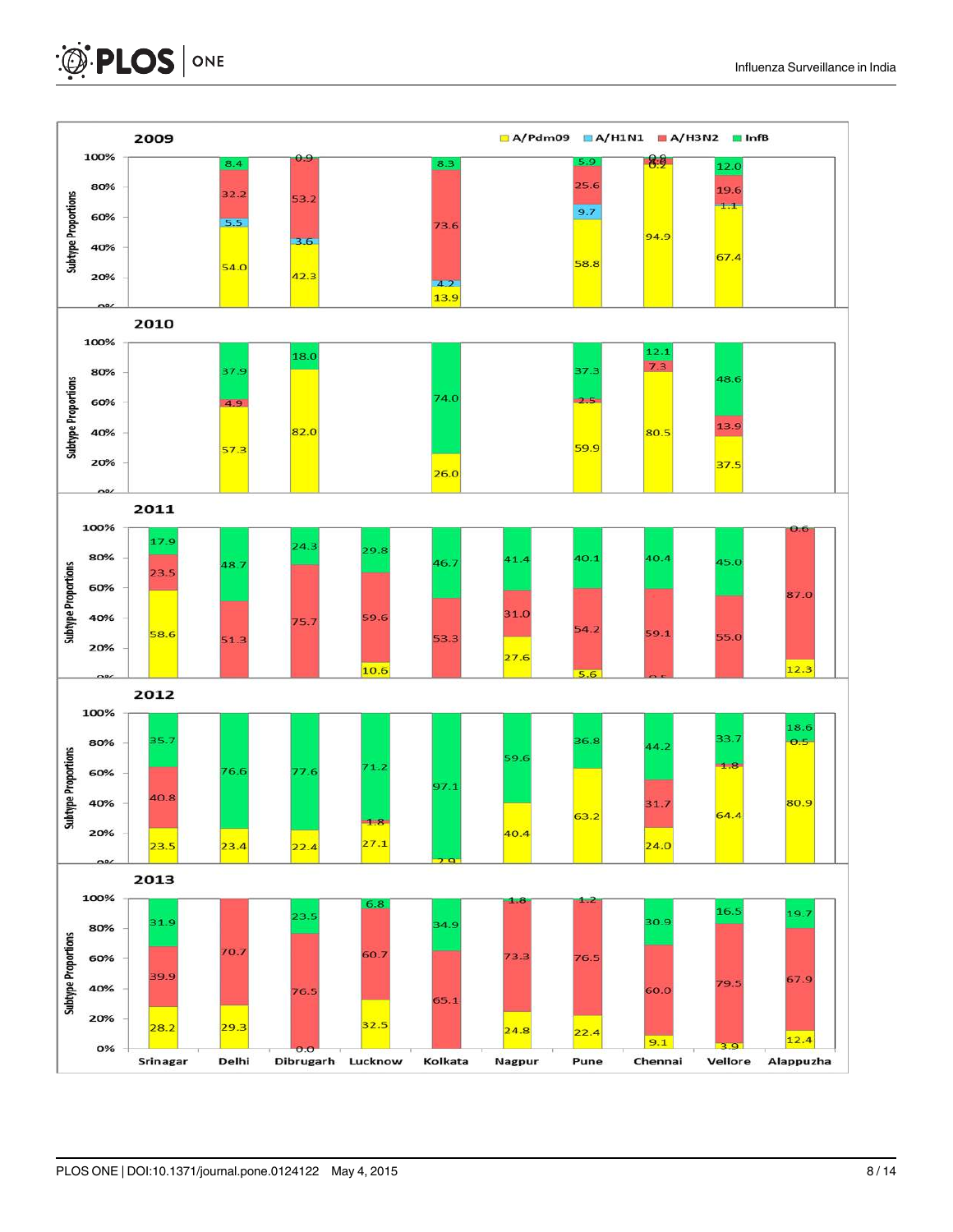**2009** — Subtype Proportions (A/Pdm09, A/H1N1, A/H3N2, InfB)

| City | A/Pdm09 | A/H1N1 | A/H3N2 | InfB |
|---|---|---|---|---|
| Srinagar | | | | |
| Delhi | 54.0 | 5.5 | 32.2 | 8.4 |
| Dibrugarh | 42.3 | 3.6 | 53.2 | 0.9 |
| Lucknow | | | | |
| Kolkata | 13.9 | 4.2 | 73.6 | 8.3 |
| Nagpur | | | | |
| Pune | 58.8 | 9.7 | 25.6 | 5.9 |
| Chennai | 94.9 | | 0.2 | 0.8 |
| Vellore | 67.4 | 1.1 | 19.6 | 12.0 |
| Alappuzha | | | | |

**2010**

| City | A/Pdm09 | A/H1N1 | A/H3N2 | InfB |
|---|---|---|---|---|
| Srinagar | | | | |
| Delhi | 57.3 | | 4.9 | 37.9 |
| Dibrugarh | 82.0 | | | 18.0 |
| Lucknow | | | | |
| Kolkata | 26.0 | | | 74.0 |
| Nagpur | | | | |
| Pune | 59.9 | | 2.5 | 37.3 |
| Chennai | 80.5 | | 7.3 | 12.1 |
| Vellore | 37.5 | | 13.9 | 48.6 |
| Alappuzha | | | | |

**2011**

| City | A/Pdm09 | A/H1N1 | A/H3N2 | InfB |
|---|---|---|---|---|
| Srinagar | 58.6 | | 23.5 | 17.9 |
| Delhi | | | 51.3 | 48.7 |
| Dibrugarh | | | 75.7 | 24.3 |
| Lucknow | 10.6 | | 59.6 | 29.8 |
| Kolkata | | | 53.3 | 46.7 |
| Nagpur | 27.6 | | 31.0 | 41.4 |
| Pune | 5.6 | | 54.2 | 40.1 |
| Chennai | 0.5 | | 59.1 | 40.4 |
| Vellore | | | 55.0 | 45.0 |
| Alappuzha | 12.3 | | 87.0 | 0.6 |

**2012**

| City | A/Pdm09 | A/H1N1 | A/H3N2 | InfB |
|---|---|---|---|---|
| Srinagar | 23.5 | | 40.8 | 35.7 |
| Delhi | 23.4 | | | 76.6 |
| Dibrugarh | 22.4 | | | 77.6 |
| Lucknow | 27.1 | | 1.8 | 71.2 |
| Kolkata | 2.9 | | | 97.1 |
| Nagpur | 40.4 | | | 59.6 |
| Pune | 63.2 | | | 36.8 |
| Chennai | 24.0 | | 31.7 | 44.2 |
| Vellore | 64.4 | | 1.8 | 33.7 |
| Alappuzha | 80.9 | | 0.5 | 18.6 |

**2013**

| City | A/Pdm09 | A/H1N1 | A/H3N2 | InfB |
|---|---|---|---|---|
| Srinagar | 28.2 | | 39.9 | 31.9 |
| Delhi | 29.3 | | 70.7 | |
| Dibrugarh | 0.0 | | 76.5 | 23.5 |
| Lucknow | 32.5 | | 60.7 | 6.8 |
| Kolkata | | | 65.1 | 34.9 |
| Nagpur | 24.8 | | 73.3 | 1.8 |
| Pune | 22.4 | | 76.5 | 1.2 |
| Chennai | 9.1 | | 60.0 | 30.9 |
| Vellore | 3.9 | | 79.5 | 16.5 |
| Alappuzha | 12.4 | | 67.9 | 19.7 |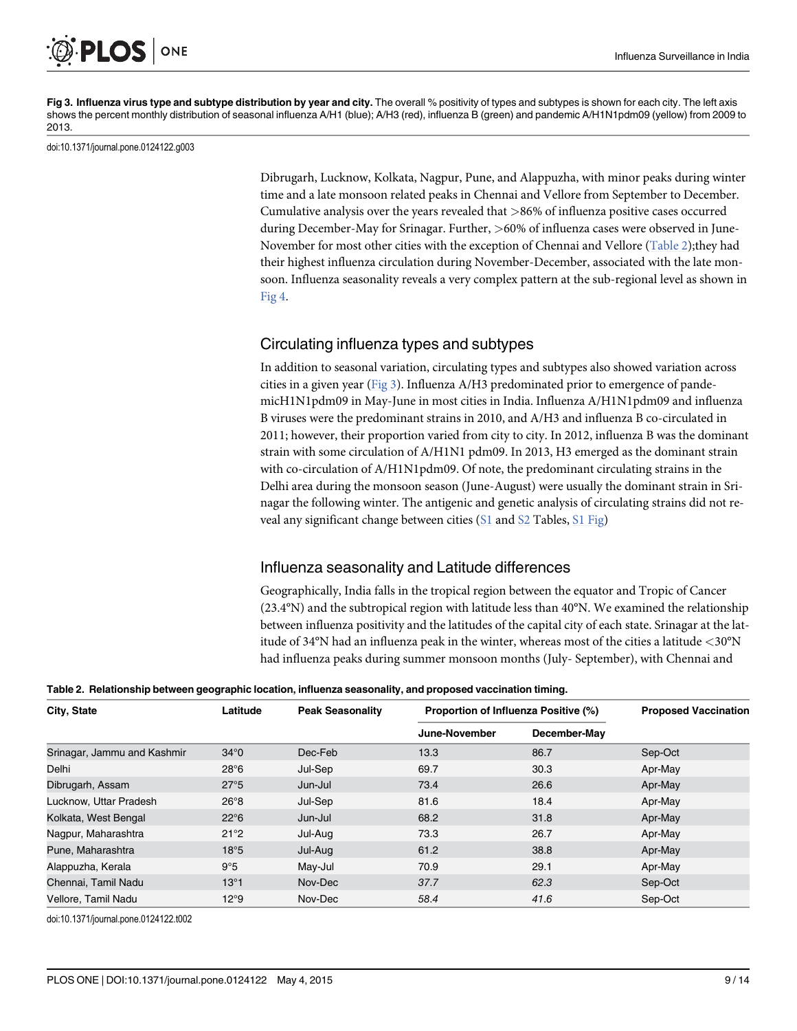**Fig 3. Influenza virus type and subtype distribution by year and city.** The overall % positivity of types and subtypes is shown for each city. The left axis shows the percent monthly distribution of seasonal influenza A/H1 (blue); A/H3 (red), influenza B (green) and pandemic A/H1N1pdm09 (yellow) from 2009 to 2013.

doi:10.1371/journal.pone.0124122.g003

Dibrugarh, Lucknow, Kolkata, Nagpur, Pune, and Alappuzha, with minor peaks during winter time and a late monsoon related peaks in Chennai and Vellore from September to December. Cumulative analysis over the years revealed that >86% of influenza positive cases occurred during December-May for Srinagar. Further, >60% of influenza cases were observed in June-November for most other cities with the exception of Chennai and Vellore (Table 2);they had their highest influenza circulation during November-December, associated with the late monsoon. Influenza seasonality reveals a very complex pattern at the sub-regional level as shown in Fig 4.

## Circulating influenza types and subtypes

In addition to seasonal variation, circulating types and subtypes also showed variation across cities in a given year (Fig 3). Influenza A/H3 predominated prior to emergence of pandemicH1N1pdm09 in May-June in most cities in India. Influenza A/H1N1pdm09 and influenza B viruses were the predominant strains in 2010, and A/H3 and influenza B co-circulated in 2011; however, their proportion varied from city to city. In 2012, influenza B was the dominant strain with some circulation of A/H1N1 pdm09. In 2013, H3 emerged as the dominant strain with co-circulation of A/H1N1pdm09. Of note, the predominant circulating strains in the Delhi area during the monsoon season (June-August) were usually the dominant strain in Srinagar the following winter. The antigenic and genetic analysis of circulating strains did not reveal any significant change between cities (S1 and S2 Tables, S1 Fig)

## Influenza seasonality and Latitude differences

Geographically, India falls in the tropical region between the equator and Tropic of Cancer (23.4°N) and the subtropical region with latitude less than 40°N. We examined the relationship between influenza positivity and the latitudes of the capital city of each state. Srinagar at the latitude of 34°N had an influenza peak in the winter, whereas most of the cities a latitude <30°N had influenza peaks during summer monsoon months (July- September), with Chennai and

**Table 2. Relationship between geographic location, influenza seasonality, and proposed vaccination timing.**

| City, State | Latitude | Peak Seasonality | Proportion of Influenza Positive (%) | | Proposed Vaccination |
|---|---|---|---|---|---|
| | | | June-November | December-May | |
| Srinagar, Jammu and Kashmir | 34°0 | Dec-Feb | 13.3 | 86.7 | Sep-Oct |
| Delhi | 28°6 | Jul-Sep | 69.7 | 30.3 | Apr-May |
| Dibrugarh, Assam | 27°5 | Jun-Jul | 73.4 | 26.6 | Apr-May |
| Lucknow, Uttar Pradesh | 26°8 | Jul-Sep | 81.6 | 18.4 | Apr-May |
| Kolkata, West Bengal | 22°6 | Jun-Jul | 68.2 | 31.8 | Apr-May |
| Nagpur, Maharashtra | 21°2 | Jul-Aug | 73.3 | 26.7 | Apr-May |
| Pune, Maharashtra | 18°5 | Jul-Aug | 61.2 | 38.8 | Apr-May |
| Alappuzha, Kerala | 9°5 | May-Jul | 70.9 | 29.1 | Apr-May |
| Chennai, Tamil Nadu | 13°1 | Nov-Dec | *37.7* | *62.3* | Sep-Oct |
| Vellore, Tamil Nadu | 12°9 | Nov-Dec | *58.4* | *41.6* | Sep-Oct |

doi:10.1371/journal.pone.0124122.t002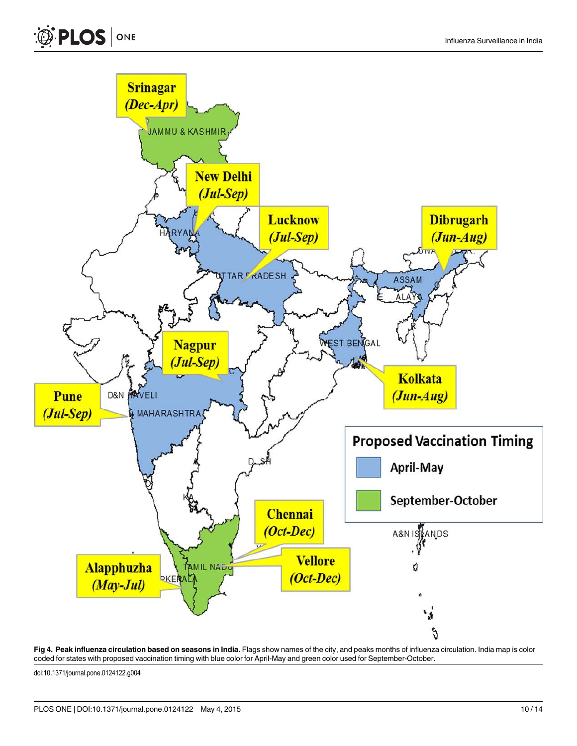**Fig 4. Peak influenza circulation based on seasons in India.** Flags show names of the city, and peaks months of influenza circulation. India map is color coded for states with proposed vaccination timing with blue color for April-May and green color used for September-October.

doi:10.1371/journal.pone.0124122.g004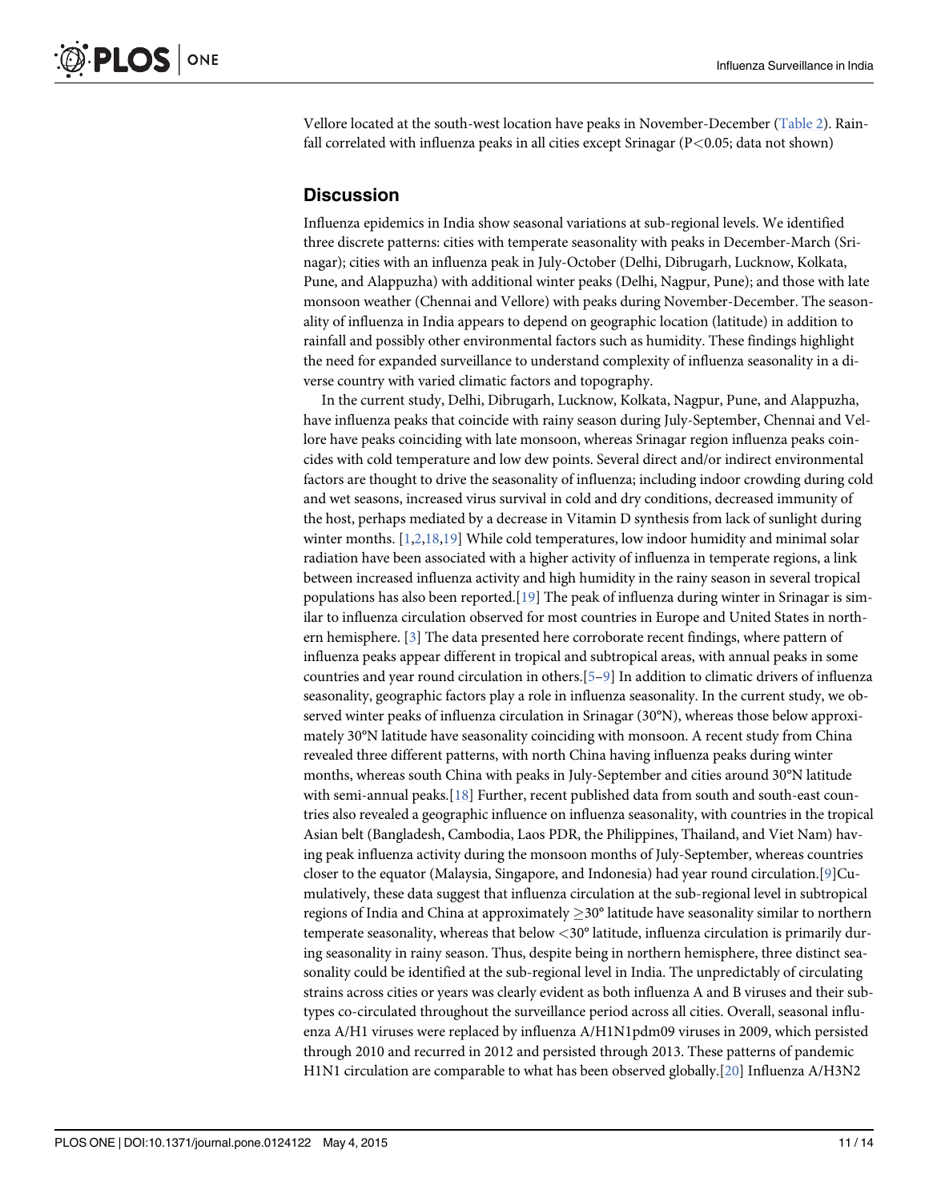Vellore located at the south-west location have peaks in November-December (Table 2). Rainfall correlated with influenza peaks in all cities except Srinagar ($P<0.05$; data not shown)

## Discussion

Influenza epidemics in India show seasonal variations at sub-regional levels. We identified three discrete patterns: cities with temperate seasonality with peaks in December-March (Srinagar); cities with an influenza peak in July-October (Delhi, Dibrugarh, Lucknow, Kolkata, Pune, and Alappuzha) with additional winter peaks (Delhi, Nagpur, Pune); and those with late monsoon weather (Chennai and Vellore) with peaks during November-December. The seasonality of influenza in India appears to depend on geographic location (latitude) in addition to rainfall and possibly other environmental factors such as humidity. These findings highlight the need for expanded surveillance to understand complexity of influenza seasonality in a diverse country with varied climatic factors and topography.

In the current study, Delhi, Dibrugarh, Lucknow, Kolkata, Nagpur, Pune, and Alappuzha, have influenza peaks that coincide with rainy season during July-September, Chennai and Vellore have peaks coinciding with late monsoon, whereas Srinagar region influenza peaks coincides with cold temperature and low dew points. Several direct and/or indirect environmental factors are thought to drive the seasonality of influenza; including indoor crowding during cold and wet seasons, increased virus survival in cold and dry conditions, decreased immunity of the host, perhaps mediated by a decrease in Vitamin D synthesis from lack of sunlight during winter months. [1,2,18,19] While cold temperatures, low indoor humidity and minimal solar radiation have been associated with a higher activity of influenza in temperate regions, a link between increased influenza activity and high humidity in the rainy season in several tropical populations has also been reported.[19] The peak of influenza during winter in Srinagar is similar to influenza circulation observed for most countries in Europe and United States in northern hemisphere. [3] The data presented here corroborate recent findings, where pattern of influenza peaks appear different in tropical and subtropical areas, with annual peaks in some countries and year round circulation in others.[5–9] In addition to climatic drivers of influenza seasonality, geographic factors play a role in influenza seasonality. In the current study, we observed winter peaks of influenza circulation in Srinagar (30°N), whereas those below approximately 30°N latitude have seasonality coinciding with monsoon. A recent study from China revealed three different patterns, with north China having influenza peaks during winter months, whereas south China with peaks in July-September and cities around 30°N latitude with semi-annual peaks.[18] Further, recent published data from south and south-east countries also revealed a geographic influence on influenza seasonality, with countries in the tropical Asian belt (Bangladesh, Cambodia, Laos PDR, the Philippines, Thailand, and Viet Nam) having peak influenza activity during the monsoon months of July-September, whereas countries closer to the equator (Malaysia, Singapore, and Indonesia) had year round circulation.[9]Cumulatively, these data suggest that influenza circulation at the sub-regional level in subtropical regions of India and China at approximately $\geq$30° latitude have seasonality similar to northern temperate seasonality, whereas that below $<$30° latitude, influenza circulation is primarily during seasonality in rainy season. Thus, despite being in northern hemisphere, three distinct seasonality could be identified at the sub-regional level in India. The unpredictably of circulating strains across cities or years was clearly evident as both influenza A and B viruses and their subtypes co-circulated throughout the surveillance period across all cities. Overall, seasonal influenza A/H1 viruses were replaced by influenza A/H1N1pdm09 viruses in 2009, which persisted through 2010 and recurred in 2012 and persisted through 2013. These patterns of pandemic H1N1 circulation are comparable to what has been observed globally.[20] Influenza A/H3N2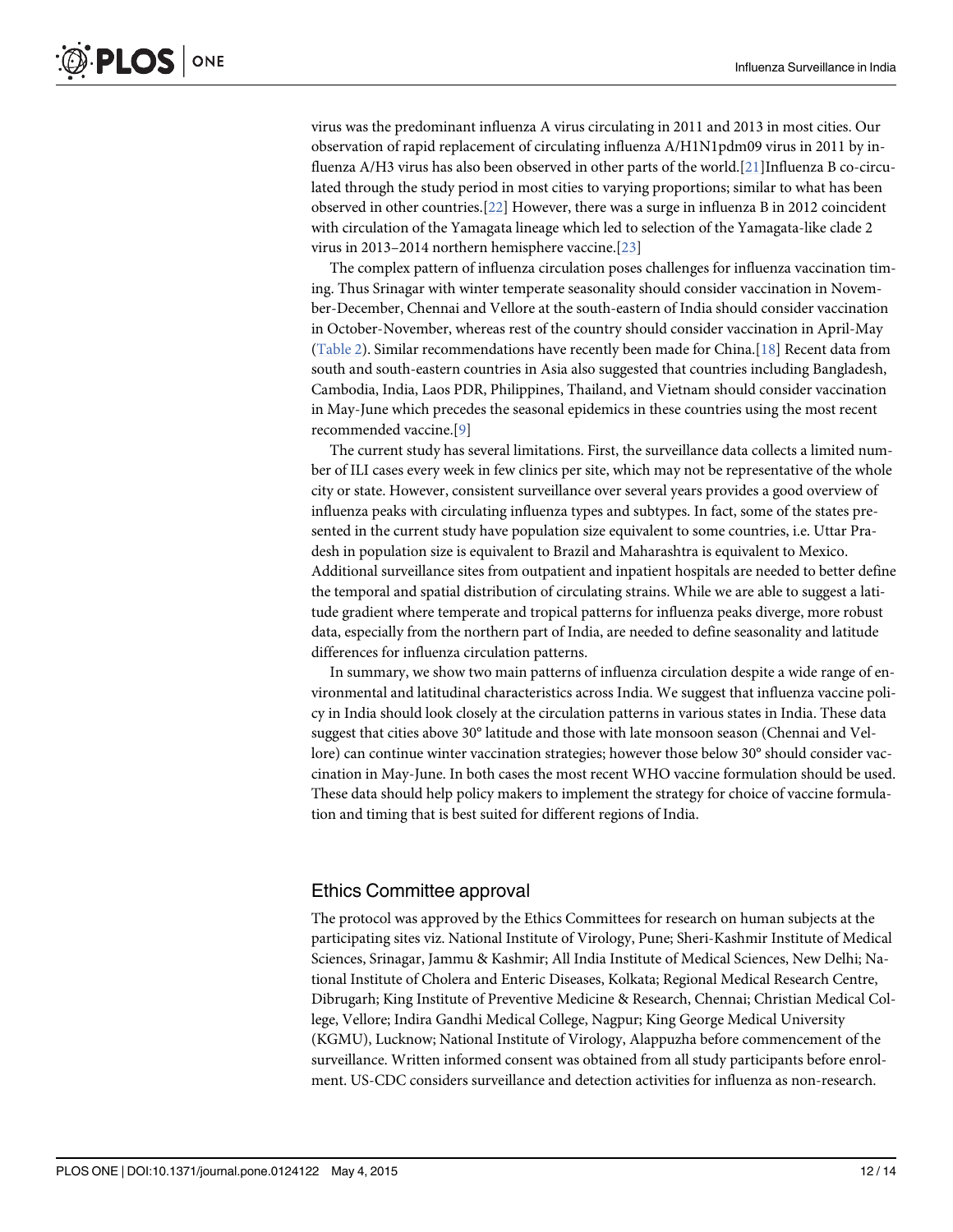virus was the predominant influenza A virus circulating in 2011 and 2013 in most cities. Our observation of rapid replacement of circulating influenza A/H1N1pdm09 virus in 2011 by influenza A/H3 virus has also been observed in other parts of the world.[21]Influenza B co-circulated through the study period in most cities to varying proportions; similar to what has been observed in other countries.[22] However, there was a surge in influenza B in 2012 coincident with circulation of the Yamagata lineage which led to selection of the Yamagata-like clade 2 virus in 2013–2014 northern hemisphere vaccine.[23]

The complex pattern of influenza circulation poses challenges for influenza vaccination timing. Thus Srinagar with winter temperate seasonality should consider vaccination in November-December, Chennai and Vellore at the south-eastern of India should consider vaccination in October-November, whereas rest of the country should consider vaccination in April-May (Table 2). Similar recommendations have recently been made for China.[18] Recent data from south and south-eastern countries in Asia also suggested that countries including Bangladesh, Cambodia, India, Laos PDR, Philippines, Thailand, and Vietnam should consider vaccination in May-June which precedes the seasonal epidemics in these countries using the most recent recommended vaccine.[9]

The current study has several limitations. First, the surveillance data collects a limited number of ILI cases every week in few clinics per site, which may not be representative of the whole city or state. However, consistent surveillance over several years provides a good overview of influenza peaks with circulating influenza types and subtypes. In fact, some of the states presented in the current study have population size equivalent to some countries, i.e. Uttar Pradesh in population size is equivalent to Brazil and Maharashtra is equivalent to Mexico. Additional surveillance sites from outpatient and inpatient hospitals are needed to better define the temporal and spatial distribution of circulating strains. While we are able to suggest a latitude gradient where temperate and tropical patterns for influenza peaks diverge, more robust data, especially from the northern part of India, are needed to define seasonality and latitude differences for influenza circulation patterns.

In summary, we show two main patterns of influenza circulation despite a wide range of environmental and latitudinal characteristics across India. We suggest that influenza vaccine policy in India should look closely at the circulation patterns in various states in India. These data suggest that cities above 30° latitude and those with late monsoon season (Chennai and Vellore) can continue winter vaccination strategies; however those below 30° should consider vaccination in May-June. In both cases the most recent WHO vaccine formulation should be used. These data should help policy makers to implement the strategy for choice of vaccine formulation and timing that is best suited for different regions of India.

## Ethics Committee approval

The protocol was approved by the Ethics Committees for research on human subjects at the participating sites viz. National Institute of Virology, Pune; Sheri-Kashmir Institute of Medical Sciences, Srinagar, Jammu & Kashmir; All India Institute of Medical Sciences, New Delhi; National Institute of Cholera and Enteric Diseases, Kolkata; Regional Medical Research Centre, Dibrugarh; King Institute of Preventive Medicine & Research, Chennai; Christian Medical College, Vellore; Indira Gandhi Medical College, Nagpur; King George Medical University (KGMU), Lucknow; National Institute of Virology, Alappuzha before commencement of the surveillance. Written informed consent was obtained from all study participants before enrolment. US-CDC considers surveillance and detection activities for influenza as non-research.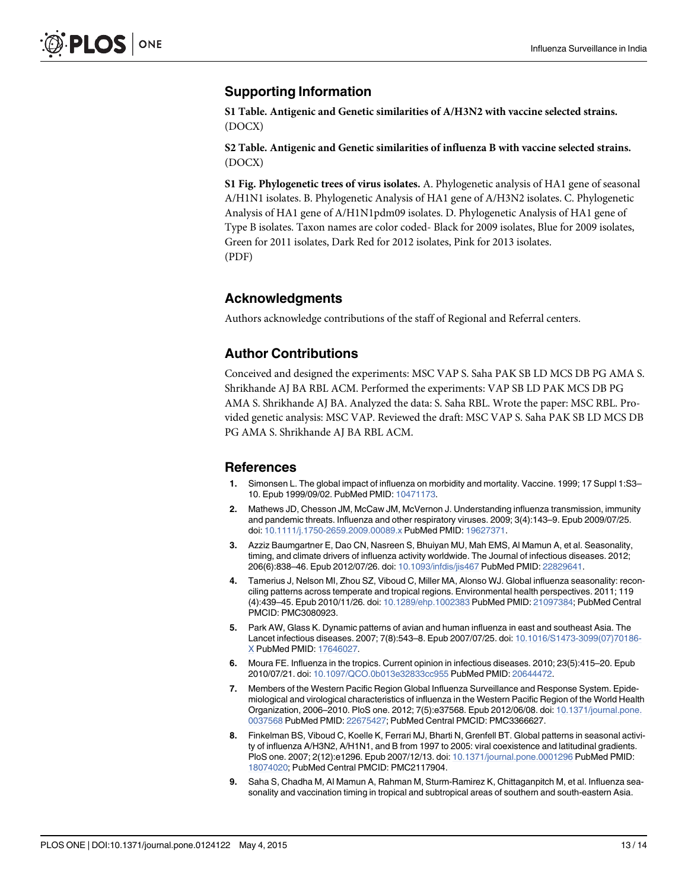## Supporting Information

**S1 Table. Antigenic and Genetic similarities of A/H3N2 with vaccine selected strains.** (DOCX)

**S2 Table. Antigenic and Genetic similarities of influenza B with vaccine selected strains.** (DOCX)

**S1 Fig. Phylogenetic trees of virus isolates.** A. Phylogenetic analysis of HA1 gene of seasonal A/H1N1 isolates. B. Phylogenetic Analysis of HA1 gene of A/H3N2 isolates. C. Phylogenetic Analysis of HA1 gene of A/H1N1pdm09 isolates. D. Phylogenetic Analysis of HA1 gene of Type B isolates. Taxon names are color coded- Black for 2009 isolates, Blue for 2009 isolates, Green for 2011 isolates, Dark Red for 2012 isolates, Pink for 2013 isolates. (PDF)

## Acknowledgments

Authors acknowledge contributions of the staff of Regional and Referral centers.

## Author Contributions

Conceived and designed the experiments: MSC VAP S. Saha PAK SB LD MCS DB PG AMA S. Shrikhande AJ BA RBL ACM. Performed the experiments: VAP SB LD PAK MCS DB PG AMA S. Shrikhande AJ BA. Analyzed the data: S. Saha RBL. Wrote the paper: MSC RBL. Provided genetic analysis: MSC VAP. Reviewed the draft: MSC VAP S. Saha PAK SB LD MCS DB PG AMA S. Shrikhande AJ BA RBL ACM.

## References

1. Simonsen L. The global impact of influenza on morbidity and mortality. Vaccine. 1999; 17 Suppl 1:S3–10. Epub 1999/09/02. PubMed PMID: 10471173.
2. Mathews JD, Chesson JM, McCaw JM, McVernon J. Understanding influenza transmission, immunity and pandemic threats. Influenza and other respiratory viruses. 2009; 3(4):143–9. Epub 2009/07/25. doi: 10.1111/j.1750-2659.2009.00089.x PubMed PMID: 19627371.
3. Azziz Baumgartner E, Dao CN, Nasreen S, Bhuiyan MU, Mah EMS, Al Mamun A, et al. Seasonality, timing, and climate drivers of influenza activity worldwide. The Journal of infectious diseases. 2012; 206(6):838–46. Epub 2012/07/26. doi: 10.1093/infdis/jis467 PubMed PMID: 22829641.
4. Tamerius J, Nelson MI, Zhou SZ, Viboud C, Miller MA, Alonso WJ. Global influenza seasonality: reconciling patterns across temperate and tropical regions. Environmental health perspectives. 2011; 119 (4):439–45. Epub 2010/11/26. doi: 10.1289/ehp.1002383 PubMed PMID: 21097384; PubMed Central PMCID: PMC3080923.
5. Park AW, Glass K. Dynamic patterns of avian and human influenza in east and southeast Asia. The Lancet infectious diseases. 2007; 7(8):543–8. Epub 2007/07/25. doi: 10.1016/S1473-3099(07)70186-X PubMed PMID: 17646027.
6. Moura FE. Influenza in the tropics. Current opinion in infectious diseases. 2010; 23(5):415–20. Epub 2010/07/21. doi: 10.1097/QCO.0b013e32833cc955 PubMed PMID: 20644472.
7. Members of the Western Pacific Region Global Influenza Surveillance and Response System. Epidemiological and virological characteristics of influenza in the Western Pacific Region of the World Health Organization, 2006–2010. PloS one. 2012; 7(5):e37568. Epub 2012/06/08. doi: 10.1371/journal.pone.0037568 PubMed PMID: 22675427; PubMed Central PMCID: PMC3366627.
8. Finkelman BS, Viboud C, Koelle K, Ferrari MJ, Bharti N, Grenfell BT. Global patterns in seasonal activity of influenza A/H3N2, A/H1N1, and B from 1997 to 2005: viral coexistence and latitudinal gradients. PloS one. 2007; 2(12):e1296. Epub 2007/12/13. doi: 10.1371/journal.pone.0001296 PubMed PMID: 18074020; PubMed Central PMCID: PMC2117904.
9. Saha S, Chadha M, Al Mamun A, Rahman M, Sturm-Ramirez K, Chittaganpitch M, et al. Influenza seasonality and vaccination timing in tropical and subtropical areas of southern and south-eastern Asia.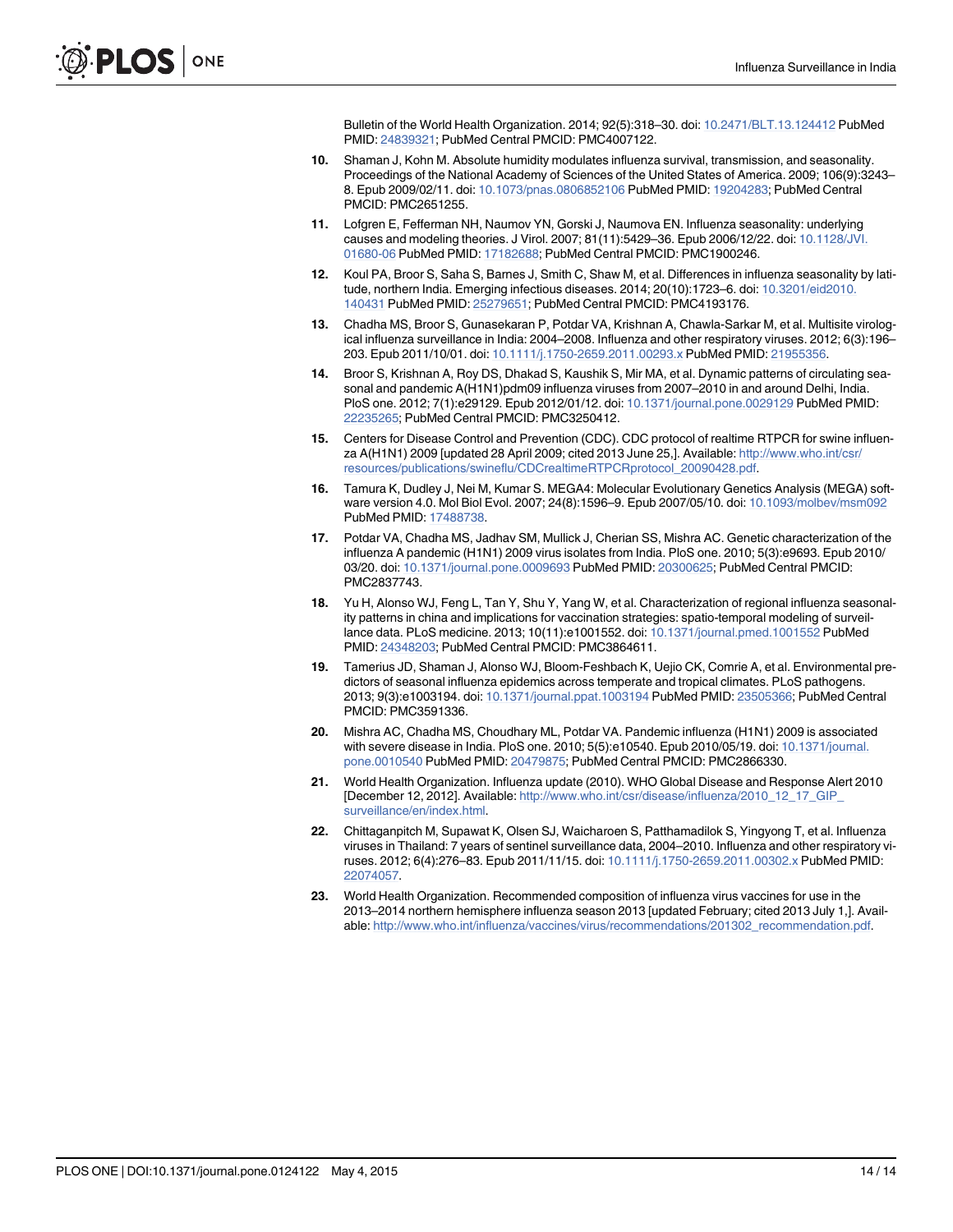Bulletin of the World Health Organization. 2014; 92(5):318–30. doi: 10.2471/BLT.13.124412 PubMed PMID: 24839321; PubMed Central PMCID: PMC4007122.

10. Shaman J, Kohn M. Absolute humidity modulates influenza survival, transmission, and seasonality. Proceedings of the National Academy of Sciences of the United States of America. 2009; 106(9):3243–8. Epub 2009/02/11. doi: 10.1073/pnas.0806852106 PubMed PMID: 19204283; PubMed Central PMCID: PMC2651255.
11. Lofgren E, Fefferman NH, Naumov YN, Gorski J, Naumova EN. Influenza seasonality: underlying causes and modeling theories. J Virol. 2007; 81(11):5429–36. Epub 2006/12/22. doi: 10.1128/JVI.01680-06 PubMed PMID: 17182688; PubMed Central PMCID: PMC1900246.
12. Koul PA, Broor S, Saha S, Barnes J, Smith C, Shaw M, et al. Differences in influenza seasonality by latitude, northern India. Emerging infectious diseases. 2014; 20(10):1723–6. doi: 10.3201/eid2010.140431 PubMed PMID: 25279651; PubMed Central PMCID: PMC4193176.
13. Chadha MS, Broor S, Gunasekaran P, Potdar VA, Krishnan A, Chawla-Sarkar M, et al. Multisite virological influenza surveillance in India: 2004–2008. Influenza and other respiratory viruses. 2012; 6(3):196–203. Epub 2011/10/01. doi: 10.1111/j.1750-2659.2011.00293.x PubMed PMID: 21955356.
14. Broor S, Krishnan A, Roy DS, Dhakad S, Kaushik S, Mir MA, et al. Dynamic patterns of circulating seasonal and pandemic A(H1N1)pdm09 influenza viruses from 2007–2010 in and around Delhi, India. PloS one. 2012; 7(1):e29129. Epub 2012/01/12. doi: 10.1371/journal.pone.0029129 PubMed PMID: 22235265; PubMed Central PMCID: PMC3250412.
15. Centers for Disease Control and Prevention (CDC). CDC protocol of realtime RTPCR for swine influenza A(H1N1) 2009 [updated 28 April 2009; cited 2013 June 25,]. Available: http://www.who.int/csr/resources/publications/swineflu/CDCrealtimeRTPCRprotocol_20090428.pdf.
16. Tamura K, Dudley J, Nei M, Kumar S. MEGA4: Molecular Evolutionary Genetics Analysis (MEGA) software version 4.0. Mol Biol Evol. 2007; 24(8):1596–9. Epub 2007/05/10. doi: 10.1093/molbev/msm092 PubMed PMID: 17488738.
17. Potdar VA, Chadha MS, Jadhav SM, Mullick J, Cherian SS, Mishra AC. Genetic characterization of the influenza A pandemic (H1N1) 2009 virus isolates from India. PloS one. 2010; 5(3):e9693. Epub 2010/03/20. doi: 10.1371/journal.pone.0009693 PubMed PMID: 20300625; PubMed Central PMCID: PMC2837743.
18. Yu H, Alonso WJ, Feng L, Tan Y, Shu Y, Yang W, et al. Characterization of regional influenza seasonality patterns in china and implications for vaccination strategies: spatio-temporal modeling of surveillance data. PLoS medicine. 2013; 10(11):e1001552. doi: 10.1371/journal.pmed.1001552 PubMed PMID: 24348203; PubMed Central PMCID: PMC3864611.
19. Tamerius JD, Shaman J, Alonso WJ, Bloom-Feshbach K, Uejio CK, Comrie A, et al. Environmental predictors of seasonal influenza epidemics across temperate and tropical climates. PLoS pathogens. 2013; 9(3):e1003194. doi: 10.1371/journal.ppat.1003194 PubMed PMID: 23505366; PubMed Central PMCID: PMC3591336.
20. Mishra AC, Chadha MS, Choudhary ML, Potdar VA. Pandemic influenza (H1N1) 2009 is associated with severe disease in India. PloS one. 2010; 5(5):e10540. Epub 2010/05/19. doi: 10.1371/journal.pone.0010540 PubMed PMID: 20479875; PubMed Central PMCID: PMC2866330.
21. World Health Organization. Influenza update (2010). WHO Global Disease and Response Alert 2010 [December 12, 2012]. Available: http://www.who.int/csr/disease/influenza/2010_12_17_GIP_surveillance/en/index.html.
22. Chittaganpitch M, Supawat K, Olsen SJ, Waicharoen S, Patthamadilok S, Yingyong T, et al. Influenza viruses in Thailand: 7 years of sentinel surveillance data, 2004–2010. Influenza and other respiratory viruses. 2012; 6(4):276–83. Epub 2011/11/15. doi: 10.1111/j.1750-2659.2011.00302.x PubMed PMID: 22074057.
23. World Health Organization. Recommended composition of influenza virus vaccines for use in the 2013–2014 northern hemisphere influenza season 2013 [updated February; cited 2013 July 1,]. Available: http://www.who.int/influenza/vaccines/virus/recommendations/201302_recommendation.pdf.